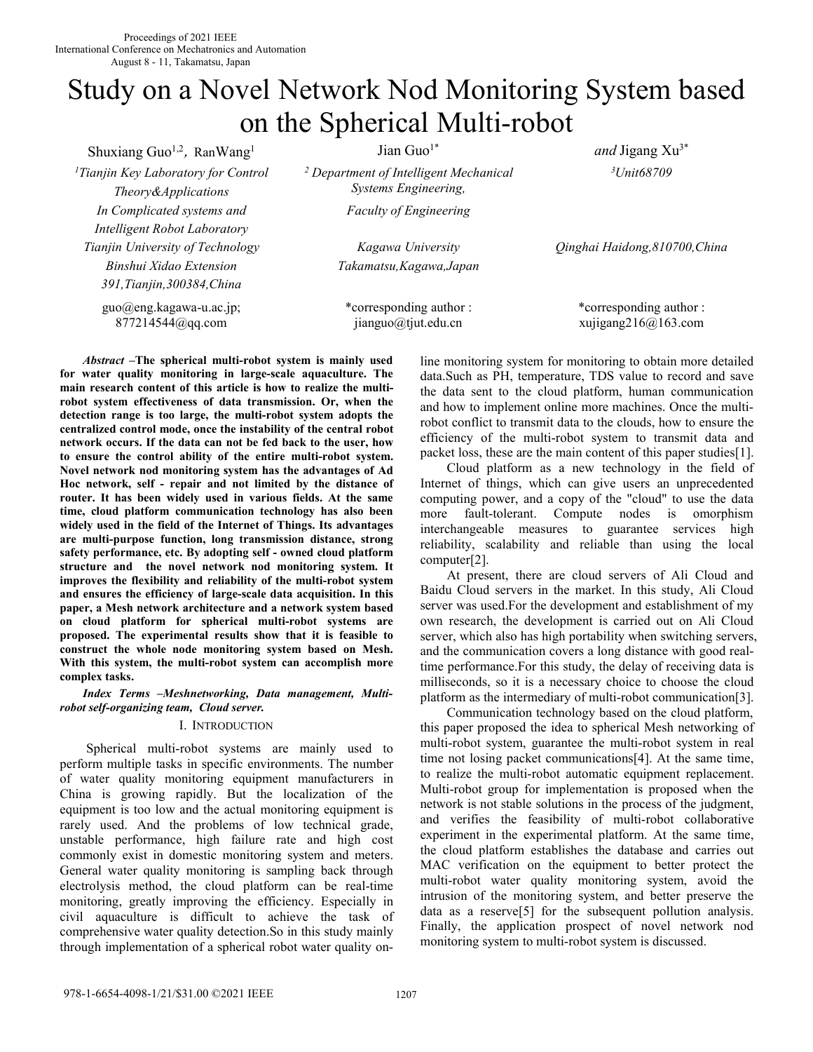# Study on a Novel Network Nod Monitoring System based on the Spherical Multi-robot

Shuxiang Guo[1,2], RanWang[1]

[1]Tianjin Key Laboratory for Control Theory&Applications In Complicated systems and Intelligent Robot Laboratory
Tianjin University of Technology
Binshui Xidao Extension 391,Tianjin,300384,China

guo@eng.kagawa-u.ac.jp; 877214544@qq.com

Jian Guo[1*]

[2] Department of Intelligent Mechanical Systems Engineering,
Faculty of Engineering
Kagawa University
Takamatsu,Kagawa,Japan

*corresponding author : jianguo@tjut.edu.cn

*and* Jigang Xu[3*]

[3]Unit68709
Qinghai Haidong,810700,China

*corresponding author : xujigang216@163.com

***Abstract* –The spherical multi-robot system is mainly used for water quality monitoring in large-scale aquaculture. The main research content of this article is how to realize the multi-robot system effectiveness of data transmission. Or, when the detection range is too large, the multi-robot system adopts the centralized control mode, once the instability of the central robot network occurs. If the data can not be fed back to the user, how to ensure the control ability of the entire multi-robot system. Novel network nod monitoring system has the advantages of Ad Hoc network, self - repair and not limited by the distance of router. It has been widely used in various fields. At the same time, cloud platform communication technology has also been widely used in the field of the Internet of Things. Its advantages are multi-purpose function, long transmission distance, strong safety performance, etc. By adopting self - owned cloud platform structure and the novel network nod monitoring system. It improves the flexibility and reliability of the multi-robot system and ensures the efficiency of large-scale data acquisition. In this paper, a Mesh network architecture and a network system based on cloud platform for spherical multi-robot systems are proposed. The experimental results show that it is feasible to construct the whole node monitoring system based on Mesh. With this system, the multi-robot system can accomplish more complex tasks.**

***Index Terms* –Meshnetworking, Data management, Multi-robot self-organizing team, Cloud server.**

## I. Introduction

Spherical multi-robot systems are mainly used to perform multiple tasks in specific environments. The number of water quality monitoring equipment manufacturers in China is growing rapidly. But the localization of the equipment is too low and the actual monitoring equipment is rarely used. And the problems of low technical grade, unstable performance, high failure rate and high cost commonly exist in domestic monitoring system and meters. General water quality monitoring is sampling back through electrolysis method, the cloud platform can be real-time monitoring, greatly improving the efficiency. Especially in civil aquaculture is difficult to achieve the task of comprehensive water quality detection.So in this study mainly through implementation of a spherical robot water quality on-line monitoring system for monitoring to obtain more detailed data.Such as PH, temperature, TDS value to record and save the data sent to the cloud platform, human communication and how to implement online more machines. Once the multi-robot conflict to transmit data to the clouds, how to ensure the efficiency of the multi-robot system to transmit data and packet loss, these are the main content of this paper studies[1].

Cloud platform as a new technology in the field of Internet of things, which can give users an unprecedented computing power, and a copy of the "cloud" to use the data more fault-tolerant. Compute nodes is omorphism interchangeable measures to guarantee services high reliability, scalability and reliable than using the local computer[2].

At present, there are cloud servers of Ali Cloud and Baidu Cloud servers in the market. In this study, Ali Cloud server was used.For the development and establishment of my own research, the development is carried out on Ali Cloud server, which also has high portability when switching servers, and the communication covers a long distance with good real-time performance.For this study, the delay of receiving data is milliseconds, so it is a necessary choice to choose the cloud platform as the intermediary of multi-robot communication[3].

Communication technology based on the cloud platform, this paper proposed the idea to spherical Mesh networking of multi-robot system, guarantee the multi-robot system in real time not losing packet communications[4]. At the same time, to realize the multi-robot automatic equipment replacement. Multi-robot group for implementation is proposed when the network is not stable solutions in the process of the judgment, and verifies the feasibility of multi-robot collaborative experiment in the experimental platform. At the same time, the cloud platform establishes the database and carries out MAC verification on the equipment to better protect the multi-robot water quality monitoring system, avoid the intrusion of the monitoring system, and better preserve the data as a reserve[5] for the subsequent pollution analysis. Finally, the application prospect of novel network nod monitoring system to multi-robot system is discussed.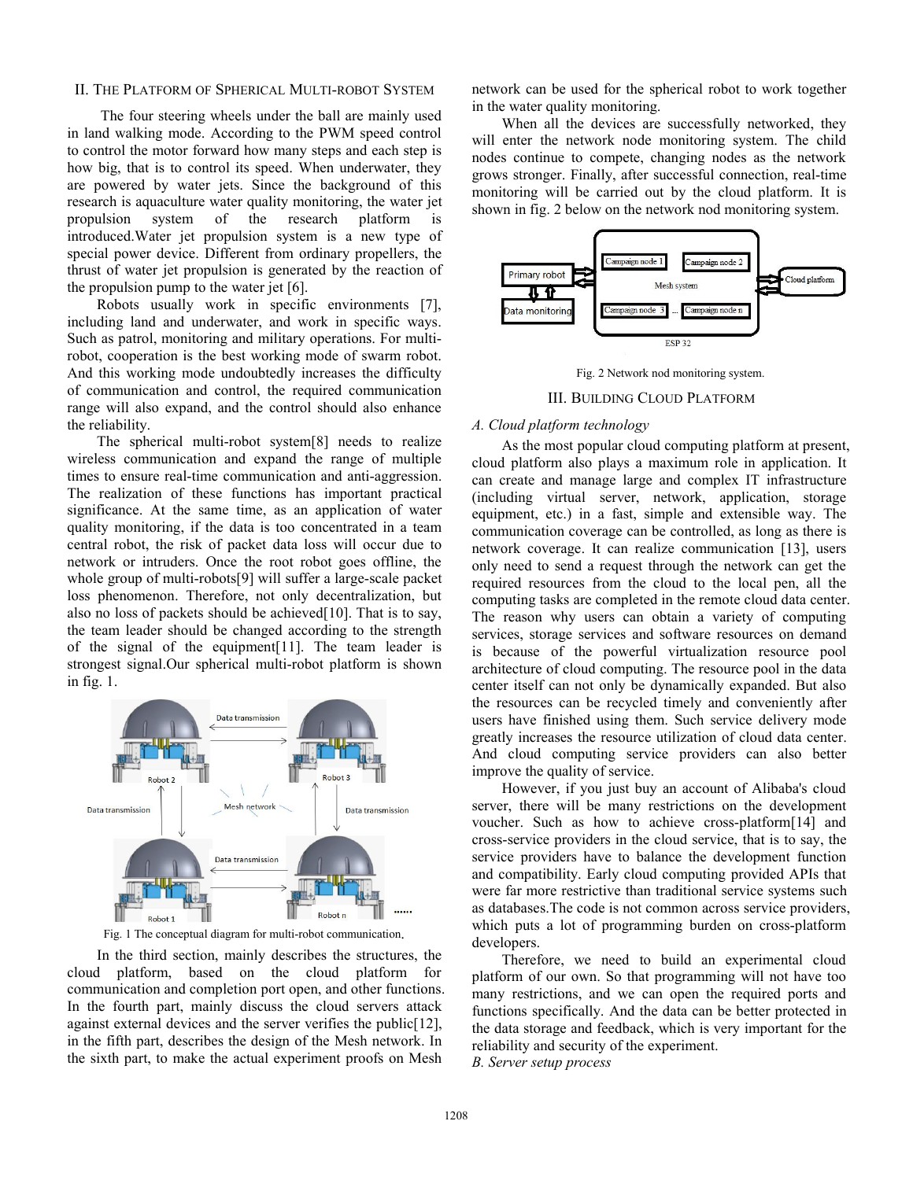## II. The Platform of Spherical Multi-robot System

The four steering wheels under the ball are mainly used in land walking mode. According to the PWM speed control to control the motor forward how many steps and each step is how big, that is to control its speed. When underwater, they are powered by water jets. Since the background of this research is aquaculture water quality monitoring, the water jet propulsion system of the research platform is introduced.Water jet propulsion system is a new type of special power device. Different from ordinary propellers, the thrust of water jet propulsion is generated by the reaction of the propulsion pump to the water jet [6].

Robots usually work in specific environments [7], including land and underwater, and work in specific ways. Such as patrol, monitoring and military operations. For multi-robot, cooperation is the best working mode of swarm robot. And this working mode undoubtedly increases the difficulty of communication and control, the required communication range will also expand, and the control should also enhance the reliability.

The spherical multi-robot system[8] needs to realize wireless communication and expand the range of multiple times to ensure real-time communication and anti-aggression. The realization of these functions has important practical significance. At the same time, as an application of water quality monitoring, if the data is too concentrated in a team central robot, the risk of packet data loss will occur due to network or intruders. Once the root robot goes offline, the whole group of multi-robots[9] will suffer a large-scale packet loss phenomenon. Therefore, not only decentralization, but also no loss of packets should be achieved[10]. That is to say, the team leader should be changed according to the strength of the signal of the equipment[11]. The team leader is strongest signal.Our spherical multi-robot platform is shown in fig. 1.

Data transmission
Robot 2
Robot 3
Mesh network
Data transmission
Data transmission
Data transmission
Robot 1
Robot n
......

Fig. 1 The conceptual diagram for multi-robot communication.

In the third section, mainly describes the structures, the cloud platform, based on the cloud platform for communication and completion port open, and other functions. In the fourth part, mainly discuss the cloud servers attack against external devices and the server verifies the public[12], in the fifth part, describes the design of the Mesh network. In the sixth part, to make the actual experiment proofs on Mesh network can be used for the spherical robot to work together in the water quality monitoring.

When all the devices are successfully networked, they will enter the network node monitoring system. The child nodes continue to compete, changing nodes as the network grows stronger. Finally, after successful connection, real-time monitoring will be carried out by the cloud platform. It is shown in fig. 2 below on the network nod monitoring system.

Primary robot
Data monitoring
Campaign node 1
Campaign node 2
Mesh system
Campaign node 3
...
Campaign node n
Cloud platform
ESP 32

Fig. 2 Network nod monitoring system.

## III. Building Cloud Platform

### *A. Cloud platform technology*

As the most popular cloud computing platform at present, cloud platform also plays a maximum role in application. It can create and manage large and complex IT infrastructure (including virtual server, network, application, storage equipment, etc.) in a fast, simple and extensible way. The communication coverage can be controlled, as long as there is network coverage. It can realize communication [13], users only need to send a request through the network can get the required resources from the cloud to the local pen, all the computing tasks are completed in the remote cloud data center. The reason why users can obtain a variety of computing services, storage services and software resources on demand is because of the powerful virtualization resource pool architecture of cloud computing. The resource pool in the data center itself can not only be dynamically expanded. But also the resources can be recycled timely and conveniently after users have finished using them. Such service delivery mode greatly increases the resource utilization of cloud data center. And cloud computing service providers can also better improve the quality of service.

However, if you just buy an account of Alibaba's cloud server, there will be many restrictions on the development voucher. Such as how to achieve cross-platform[14] and cross-service providers in the cloud service, that is to say, the service providers have to balance the development function and compatibility. Early cloud computing provided APIs that were far more restrictive than traditional service systems such as databases.The code is not common across service providers, which puts a lot of programming burden on cross-platform developers.

Therefore, we need to build an experimental cloud platform of our own. So that programming will not have too many restrictions, and we can open the required ports and functions specifically. And the data can be better protected in the data storage and feedback, which is very important for the reliability and security of the experiment.

### *B. Server setup process*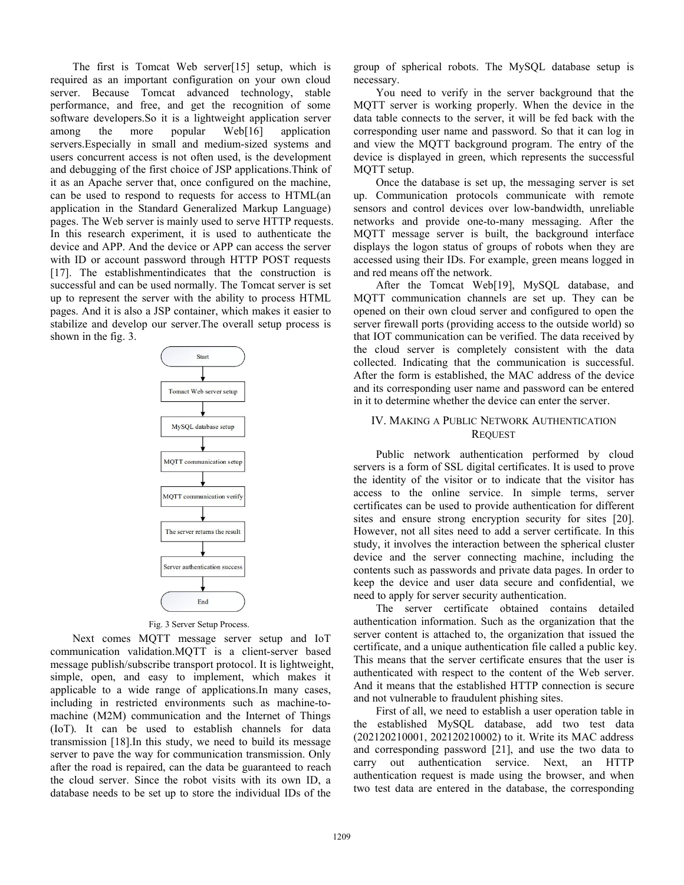The first is Tomcat Web server[15] setup, which is required as an important configuration on your own cloud server. Because Tomcat advanced technology, stable performance, and free, and get the recognition of some software developers.So it is a lightweight application server among the more popular Web[16] application servers.Especially in small and medium-sized systems and users concurrent access is not often used, is the development and debugging of the first choice of JSP applications.Think of it as an Apache server that, once configured on the machine, can be used to respond to requests for access to HTML(an application in the Standard Generalized Markup Language) pages. The Web server is mainly used to serve HTTP requests. In this research experiment, it is used to authenticate the device and APP. And the device or APP can access the server with ID or account password through HTTP POST requests [17]. The establishmentindicates that the construction is successful and can be used normally. The Tomcat server is set up to represent the server with the ability to process HTML pages. And it is also a JSP container, which makes it easier to stabilize and develop our server.The overall setup process is shown in the fig. 3.

Start

Tomact Web server setup

MySQL database setup

MQTT communication setup

MQTT communication verify

The server returns the result

Server authentication success

End

Fig. 3 Server Setup Process.

Next comes MQTT message server setup and IoT communication validation.MQTT is a client-server based message publish/subscribe transport protocol. It is lightweight, simple, open, and easy to implement, which makes it applicable to a wide range of applications.In many cases, including in restricted environments such as machine-to-machine (M2M) communication and the Internet of Things (IoT). It can be used to establish channels for data transmission [18].In this study, we need to build its message server to pave the way for communication transmission. Only after the road is repaired, can the data be guaranteed to reach the cloud server. Since the robot visits with its own ID, a database needs to be set up to store the individual IDs of the group of spherical robots. The MySQL database setup is necessary.

You need to verify in the server background that the MQTT server is working properly. When the device in the data table connects to the server, it will be fed back with the corresponding user name and password. So that it can log in and view the MQTT background program. The entry of the device is displayed in green, which represents the successful MQTT setup.

Once the database is set up, the messaging server is set up. Communication protocols communicate with remote sensors and control devices over low-bandwidth, unreliable networks and provide one-to-many messaging. After the MQTT message server is built, the background interface displays the logon status of groups of robots when they are accessed using their IDs. For example, green means logged in and red means off the network.

After the Tomcat Web[19], MySQL database, and MQTT communication channels are set up. They can be opened on their own cloud server and configured to open the server firewall ports (providing access to the outside world) so that IOT communication can be verified. The data received by the cloud server is completely consistent with the data collected. Indicating that the communication is successful. After the form is established, the MAC address of the device and its corresponding user name and password can be entered in it to determine whether the device can enter the server.

## IV. Making a Public Network Authentication Request

Public network authentication performed by cloud servers is a form of SSL digital certificates. It is used to prove the identity of the visitor or to indicate that the visitor has access to the online service. In simple terms, server certificates can be used to provide authentication for different sites and ensure strong encryption security for sites [20]. However, not all sites need to add a server certificate. In this study, it involves the interaction between the spherical cluster device and the server connecting machine, including the contents such as passwords and private data pages. In order to keep the device and user data secure and confidential, we need to apply for server security authentication.

The server certificate obtained contains detailed authentication information. Such as the organization that the server content is attached to, the organization that issued the certificate, and a unique authentication file called a public key. This means that the server certificate ensures that the user is authenticated with respect to the content of the Web server. And it means that the established HTTP connection is secure and not vulnerable to fraudulent phishing sites.

First of all, we need to establish a user operation table in the established MySQL database, add two test data (202120210001, 202120210002) to it. Write its MAC address and corresponding password [21], and use the two data to carry out authentication service. Next, an HTTP authentication request is made using the browser, and when two test data are entered in the database, the corresponding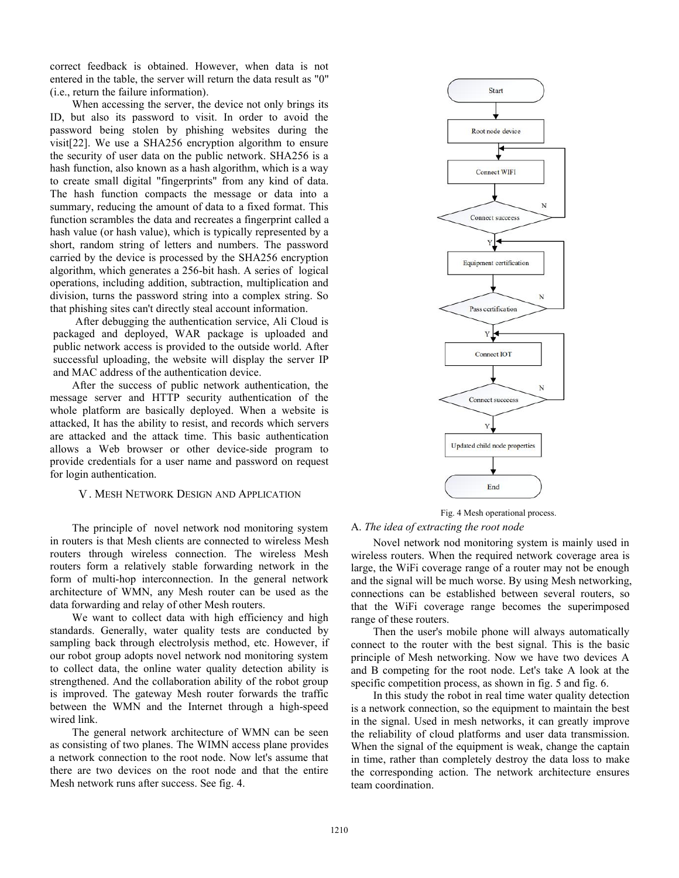correct feedback is obtained. However, when data is not entered in the table, the server will return the data result as "0" (i.e., return the failure information).

When accessing the server, the device not only brings its ID, but also its password to visit. In order to avoid the password being stolen by phishing websites during the visit[22]. We use a SHA256 encryption algorithm to ensure the security of user data on the public network. SHA256 is a hash function, also known as a hash algorithm, which is a way to create small digital "fingerprints" from any kind of data. The hash function compacts the message or data into a summary, reducing the amount of data to a fixed format. This function scrambles the data and recreates a fingerprint called a hash value (or hash value), which is typically represented by a short, random string of letters and numbers. The password carried by the device is processed by the SHA256 encryption algorithm, which generates a 256-bit hash. A series of logical operations, including addition, subtraction, multiplication and division, turns the password string into a complex string. So that phishing sites can't directly steal account information.

After debugging the authentication service, Ali Cloud is packaged and deployed, WAR package is uploaded and public network access is provided to the outside world. After successful uploading, the website will display the server IP and MAC address of the authentication device.

After the success of public network authentication, the message server and HTTP security authentication of the whole platform are basically deployed. When a website is attacked, It has the ability to resist, and records which servers are attacked and the attack time. This basic authentication allows a Web browser or other device-side program to provide credentials for a user name and password on request for login authentication.

## V. Mesh Network Design and Application

The principle of novel network nod monitoring system in routers is that Mesh clients are connected to wireless Mesh routers through wireless connection. The wireless Mesh routers form a relatively stable forwarding network in the form of multi-hop interconnection. In the general network architecture of WMN, any Mesh router can be used as the data forwarding and relay of other Mesh routers.

We want to collect data with high efficiency and high standards. Generally, water quality tests are conducted by sampling back through electrolysis method, etc. However, if our robot group adopts novel network nod monitoring system to collect data, the online water quality detection ability is strengthened. And the collaboration ability of the robot group is improved. The gateway Mesh router forwards the traffic between the WMN and the Internet through a high-speed wired link.

The general network architecture of WMN can be seen as consisting of two planes. The WIMN access plane provides a network connection to the root node. Now let's assume that there are two devices on the root node and that the entire Mesh network runs after success. See fig. 4.

Start
Root node device
Connect WIFI
Connect success
N
Y
Equipment certification
Pass certification
N
Y
Connect IOT
Connect success
N
Y
Updated child node properties
End

Fig. 4 Mesh operational process.

### A. *The idea of extracting the root node*

Novel network nod monitoring system is mainly used in wireless routers. When the required network coverage area is large, the WiFi coverage range of a router may not be enough and the signal will be much worse. By using Mesh networking, connections can be established between several routers, so that the WiFi coverage range becomes the superimposed range of these routers.

Then the user's mobile phone will always automatically connect to the router with the best signal. This is the basic principle of Mesh networking. Now we have two devices A and B competing for the root node. Let's take A look at the specific competition process, as shown in fig. 5 and fig. 6.

In this study the robot in real time water quality detection is a network connection, so the equipment to maintain the best in the signal. Used in mesh networks, it can greatly improve the reliability of cloud platforms and user data transmission. When the signal of the equipment is weak, change the captain in time, rather than completely destroy the data loss to make the corresponding action. The network architecture ensures team coordination.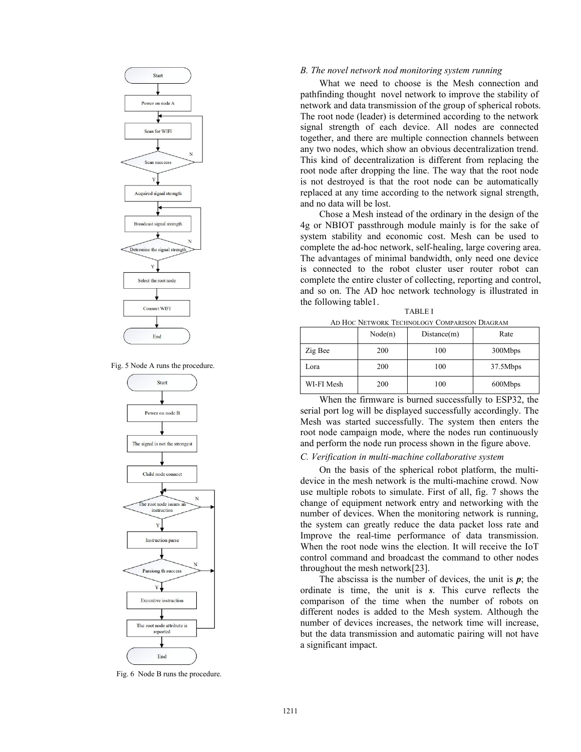Start

Power on node A

Scan for WIFI

Scan success

N

Y

Acquired signal strength

Broadcast signal strength

Determine the signal strength

N

Y

Select the root node

Connect WIFI

End

Fig. 5 Node A runs the procedure.

Start

Power on node B

The signal is not the strongest

Child node connect

The root node issues an instruction

N

Y

Instruction parse

Parsiong th success

N

Y

Executive instruction

The root node attribute is reported

End

Fig. 6 Node B runs the procedure.

*B. The novel network nod monitoring system running*

What we need to choose is the Mesh connection and pathfinding thought novel network to improve the stability of network and data transmission of the group of spherical robots. The root node (leader) is determined according to the network signal strength of each device. All nodes are connected together, and there are multiple connection channels between any two nodes, which show an obvious decentralization trend. This kind of decentralization is different from replacing the root node after dropping the line. The way that the root node is not destroyed is that the root node can be automatically replaced at any time according to the network signal strength, and no data will be lost.

Chose a Mesh instead of the ordinary in the design of the 4g or NBIOT passthrough module mainly is for the sake of system stability and economic cost. Mesh can be used to complete the ad-hoc network, self-healing, large covering area. The advantages of minimal bandwidth, only need one device is connected to the robot cluster user router robot can complete the entire cluster of collecting, reporting and control, and so on. The AD hoc network technology is illustrated in the following table1.

TABLE I
AD HOC NETWORK TECHNOLOGY COMPARISON DIAGRAM

| | Node(n) | Distance(m) | Rate |
|---|---|---|---|
| Zig Bee | 200 | 100 | 300Mbps |
| Lora | 200 | 100 | 37.5Mbps |
| WI-FI Mesh | 200 | 100 | 600Mbps |

When the firmware is burned successfully to ESP32, the serial port log will be displayed successfully accordingly. The Mesh was started successfully. The system then enters the root node campaign mode, where the nodes run continuously and perform the node run process shown in the figure above.

*C. Verification in multi-machine collaborative system*

On the basis of the spherical robot platform, the multi-device in the mesh network is the multi-machine crowd. Now use multiple robots to simulate. First of all, fig. 7 shows the change of equipment network entry and networking with the number of devices. When the monitoring network is running, the system can greatly reduce the data packet loss rate and Improve the real-time performance of data transmission. When the root node wins the election. It will receive the IoT control command and broadcast the command to other nodes throughout the mesh network[23].

The abscissa is the number of devices, the unit is ***p***; the ordinate is time, the unit is ***s***. This curve reflects the comparison of the time when the number of robots on different nodes is added to the Mesh system. Although the number of devices increases, the network time will increase, but the data transmission and automatic pairing will not have a significant impact.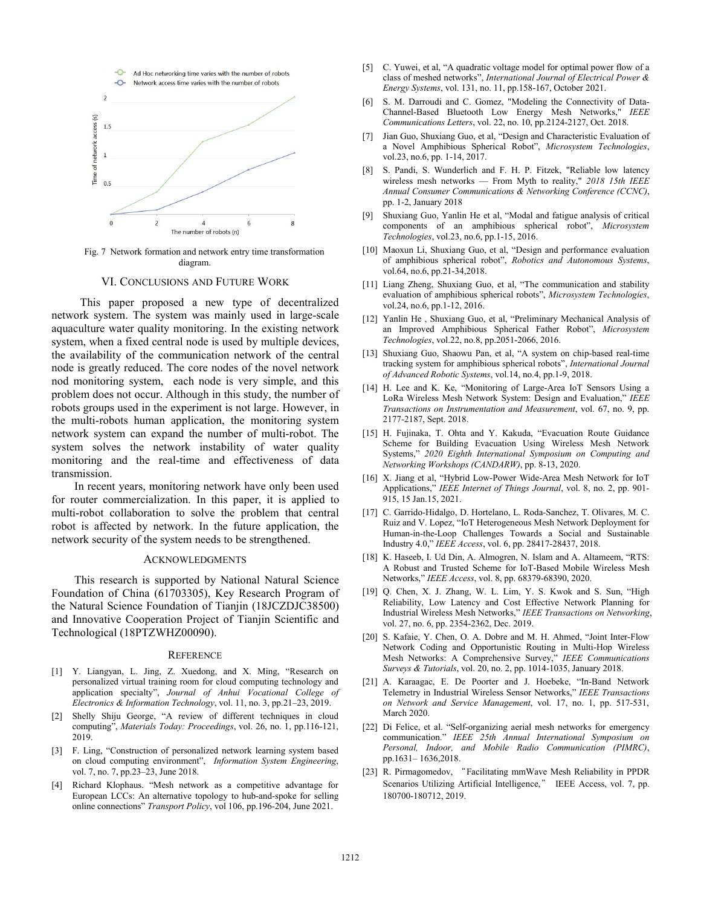Ad Hoc networking time varies with the number of robots
Network access time varies with the number of robots

Time of network access (s)

2
1.5
1
0.5

0 2 4 6 8

The number of robots (n)

Fig. 7 Network formation and network entry time transformation diagram.

## VI. CONCLUSIONS AND FUTURE WORK

This paper proposed a new type of decentralized network system. The system was mainly used in large-scale aquaculture water quality monitoring. In the existing network system, when a fixed central node is used by multiple devices, the availability of the communication network of the central node is greatly reduced. The core nodes of the novel network nod monitoring system, each node is very simple, and this problem does not occur. Although in this study, the number of robots groups used in the experiment is not large. However, in the multi-robots human application, the monitoring system network system can expand the number of multi-robot. The system solves the network instability of water quality monitoring and the real-time and effectiveness of data transmission.

In recent years, monitoring network have only been used for router commercialization. In this paper, it is applied to multi-robot collaboration to solve the problem that central robot is affected by network. In the future application, the network security of the system needs to be strengthened.

## ACKNOWLEDGMENTS

This research is supported by National Natural Science Foundation of China (61703305), Key Research Program of the Natural Science Foundation of Tianjin (18JCZDJC38500) and Innovative Cooperation Project of Tianjin Scientific and Technological (18PTZWHZ00090).

## REFERENCE

[1] Y. Liangyan, L. Jing, Z. Xuedong, and X. Ming, "Research on personalized virtual training room for cloud computing technology and application specialty", *Journal of Anhui Vocational College of Electronics & Information Technology*, vol. 11, no. 3, pp.21–23, 2019.

[2] Shelly Shiju George, "A review of different techniques in cloud computing", *Materials Today: Proceedings*, vol. 26, no. 1, pp.116-121, 2019.

[3] F. Ling, "Construction of personalized network learning system based on cloud computing environment", *Information System Engineering*, vol. 7, no. 7, pp.23–23, June 2018.

[4] Richard Klophaus. "Mesh network as a competitive advantage for European LCCs: An alternative topology to hub-and-spoke for selling online connections" *Transport Policy*, vol 106, pp.196-204, June 2021.

[5] C. Yuwei, et al, "A quadratic voltage model for optimal power flow of a class of meshed networks", *International Journal of Electrical Power & Energy Systems*, vol. 131, no. 11, pp.158-167, October 2021.

[6] S. M. Darroudi and C. Gomez, "Modeling the Connectivity of Data-Channel-Based Bluetooth Low Energy Mesh Networks," *IEEE Communications Letters*, vol. 22, no. 10, pp.2124-2127, Oct. 2018.

[7] Jian Guo, Shuxiang Guo, et al, "Design and Characteristic Evaluation of a Novel Amphibious Spherical Robot", *Microsystem Technologies*, vol.23, no.6, pp. 1-14, 2017.

[8] S. Pandi, S. Wunderlich and F. H. P. Fitzek, "Reliable low latency wireless mesh networks — From Myth to reality," *2018 15th IEEE Annual Consumer Communications & Networking Conference (CCNC)*, pp. 1-2, January 2018

[9] Shuxiang Guo, Yanlin He et al, "Modal and fatigue analysis of critical components of an amphibious spherical robot", *Microsystem Technologies*, vol.23, no.6, pp.1-15, 2016.

[10] Maoxun Li, Shuxiang Guo, et al, "Design and performance evaluation of amphibious spherical robot", *Robotics and Autonomous Systems*, vol.64, no.6, pp.21-34,2018.

[11] Liang Zheng, Shuxiang Guo, et al, "The communication and stability evaluation of amphibious spherical robots", *Microsystem Technologies*, vol.24, no.6, pp.1-12, 2016.

[12] Yanlin He , Shuxiang Guo, et al, "Preliminary Mechanical Analysis of an Improved Amphibious Spherical Father Robot", *Microsystem Technologies*, vol.22, no.8, pp.2051-2066, 2016.

[13] Shuxiang Guo, Shaowu Pan, et al, "A system on chip-based real-time tracking system for amphibious spherical robots", *International Journal of Advanced Robotic Systems*, vol.14, no.4, pp.1-9, 2018.

[14] H. Lee and K. Ke, "Monitoring of Large-Area IoT Sensors Using a LoRa Wireless Mesh Network System: Design and Evaluation," *IEEE Transactions on Instrumentation and Measurement*, vol. 67, no. 9, pp. 2177-2187, Sept. 2018.

[15] H. Fujinaka, T. Ohta and Y. Kakuda, "Evacuation Route Guidance Scheme for Building Evacuation Using Wireless Mesh Network Systems," *2020 Eighth International Symposium on Computing and Networking Workshops (CANDARW)*, pp. 8-13, 2020.

[16] X. Jiang et al, "Hybrid Low-Power Wide-Area Mesh Network for IoT Applications," *IEEE Internet of Things Journal*, vol. 8, no. 2, pp. 901-915, 15 Jan.15, 2021.

[17] C. Garrido-Hidalgo, D. Hortelano, L. Roda-Sanchez, T. Olivares, M. C. Ruiz and V. Lopez, "IoT Heterogeneous Mesh Network Deployment for Human-in-the-Loop Challenges Towards a Social and Sustainable Industry 4.0," *IEEE Access*, vol. 6, pp. 28417-28437, 2018.

[18] K. Haseeb, I. Ud Din, A. Almogren, N. Islam and A. Altameem, "RTS: A Robust and Trusted Scheme for IoT-Based Mobile Wireless Mesh Networks," *IEEE Access*, vol. 8, pp. 68379-68390, 2020.

[19] Q. Chen, X. J. Zhang, W. L. Lim, Y. S. Kwok and S. Sun, "High Reliability, Low Latency and Cost Effective Network Planning for Industrial Wireless Mesh Networks," *IEEE Transactions on Networking*, vol. 27, no. 6, pp. 2354-2362, Dec. 2019.

[20] S. Kafaie, Y. Chen, O. A. Dobre and M. H. Ahmed, "Joint Inter-Flow Network Coding and Opportunistic Routing in Multi-Hop Wireless Mesh Networks: A Comprehensive Survey," *IEEE Communications Surveys & Tutorials*, vol. 20, no. 2, pp. 1014-1035, January 2018.

[21] A. Karaagac, E. De Poorter and J. Hoebeke, "In-Band Network Telemetry in Industrial Wireless Sensor Networks," *IEEE Transactions on Network and Service Management*, vol. 17, no. 1, pp. 517-531, March 2020.

[22] Di Felice, et al. "Self-organizing aerial mesh networks for emergency communication." *IEEE 25th Annual International Symposium on Personal, Indoor, and Mobile Radio Communication (PIMRC)*, pp.1631– 1636,2018.

[23] R. Pirmagomedov, "Facilitating mmWave Mesh Reliability in PPDR Scenarios Utilizing Artificial Intelligence," IEEE Access, vol. 7, pp. 180700-180712, 2019.